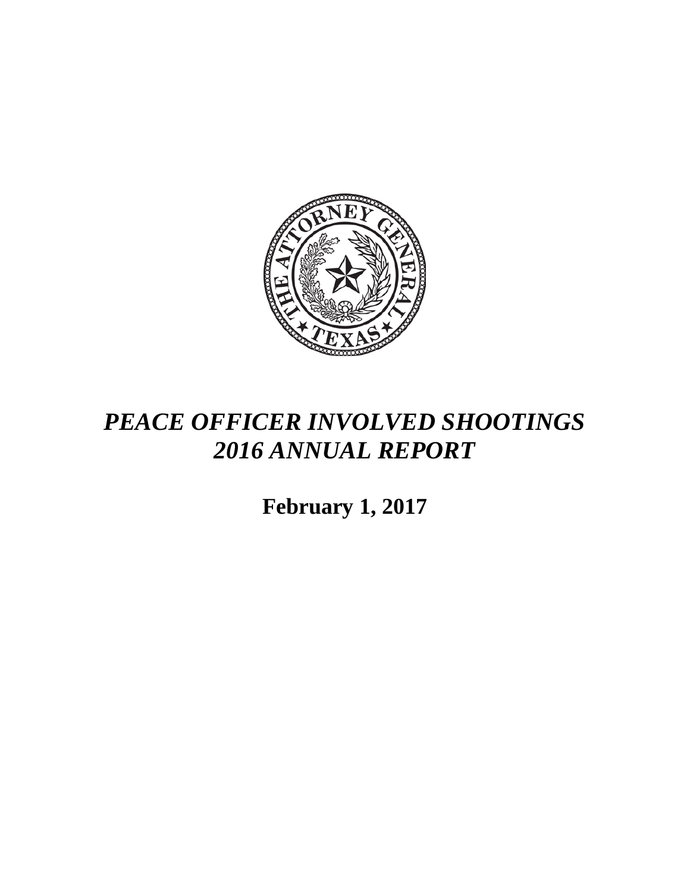# *PEACE OFFICER INVOLVED SHOOTINGS 2016 ANNUAL REPORT*

**February 1, 2017**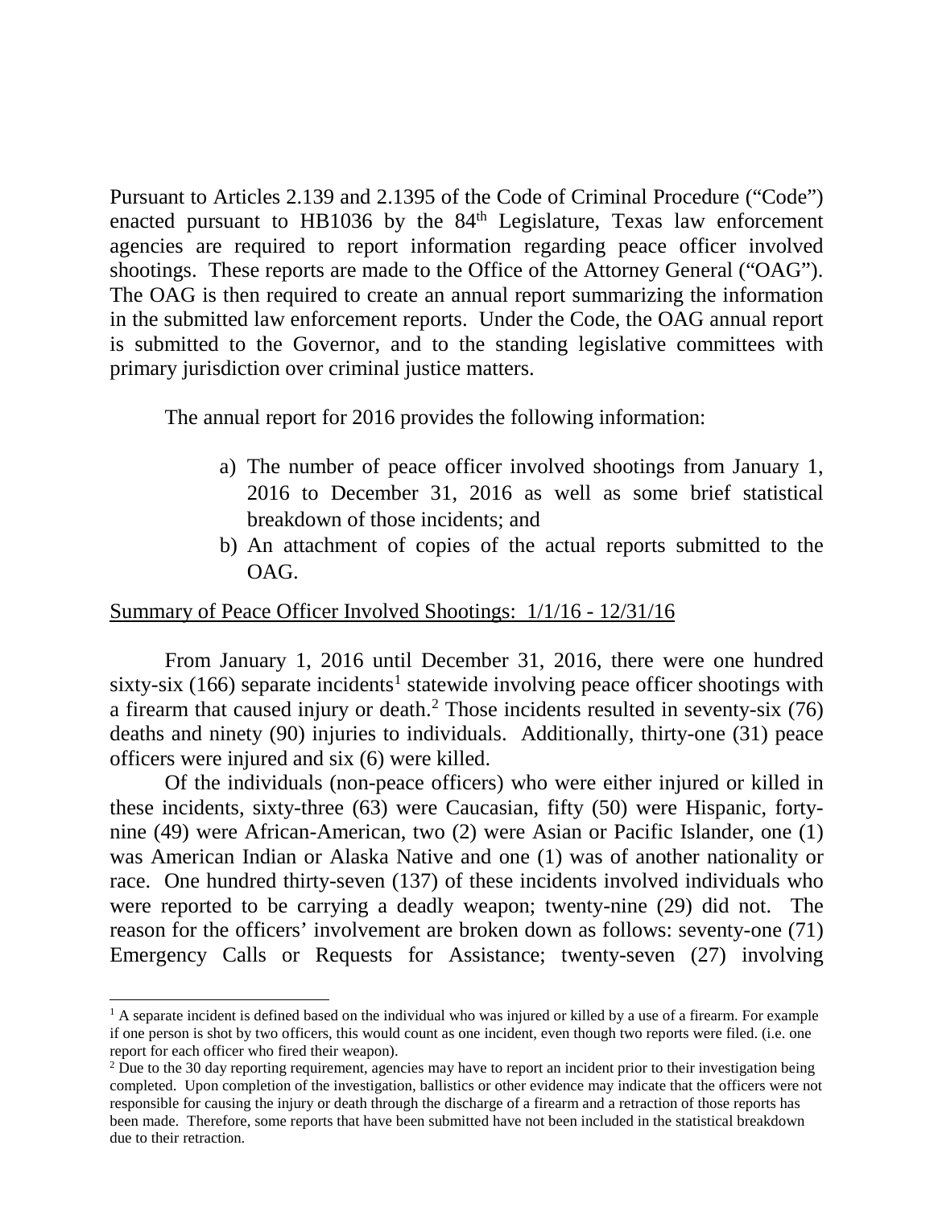Pursuant to Articles 2.139 and 2.1395 of the Code of Criminal Procedure ("Code") enacted pursuant to HB1036 by the 84th Legislature, Texas law enforcement agencies are required to report information regarding peace officer involved shootings. These reports are made to the Office of the Attorney General ("OAG"). The OAG is then required to create an annual report summarizing the information in the submitted law enforcement reports. Under the Code, the OAG annual report is submitted to the Governor, and to the standing legislative committees with primary jurisdiction over criminal justice matters.

The annual report for 2016 provides the following information:

a) The number of peace officer involved shootings from January 1, 2016 to December 31, 2016 as well as some brief statistical breakdown of those incidents; and
b) An attachment of copies of the actual reports submitted to the OAG.

Summary of Peace Officer Involved Shootings: 1/1/16 - 12/31/16

From January 1, 2016 until December 31, 2016, there were one hundred sixty-six (166) separate incidents[1] statewide involving peace officer shootings with a firearm that caused injury or death.[2] Those incidents resulted in seventy-six (76) deaths and ninety (90) injuries to individuals. Additionally, thirty-one (31) peace officers were injured and six (6) were killed.

Of the individuals (non-peace officers) who were either injured or killed in these incidents, sixty-three (63) were Caucasian, fifty (50) were Hispanic, forty-nine (49) were African-American, two (2) were Asian or Pacific Islander, one (1) was American Indian or Alaska Native and one (1) was of another nationality or race. One hundred thirty-seven (137) of these incidents involved individuals who were reported to be carrying a deadly weapon; twenty-nine (29) did not. The reason for the officers' involvement are broken down as follows: seventy-one (71) Emergency Calls or Requests for Assistance; twenty-seven (27) involving

[1] A separate incident is defined based on the individual who was injured or killed by a use of a firearm. For example if one person is shot by two officers, this would count as one incident, even though two reports were filed. (i.e. one report for each officer who fired their weapon).

[2] Due to the 30 day reporting requirement, agencies may have to report an incident prior to their investigation being completed. Upon completion of the investigation, ballistics or other evidence may indicate that the officers were not responsible for causing the injury or death through the discharge of a firearm and a retraction of those reports has been made. Therefore, some reports that have been submitted have not been included in the statistical breakdown due to their retraction.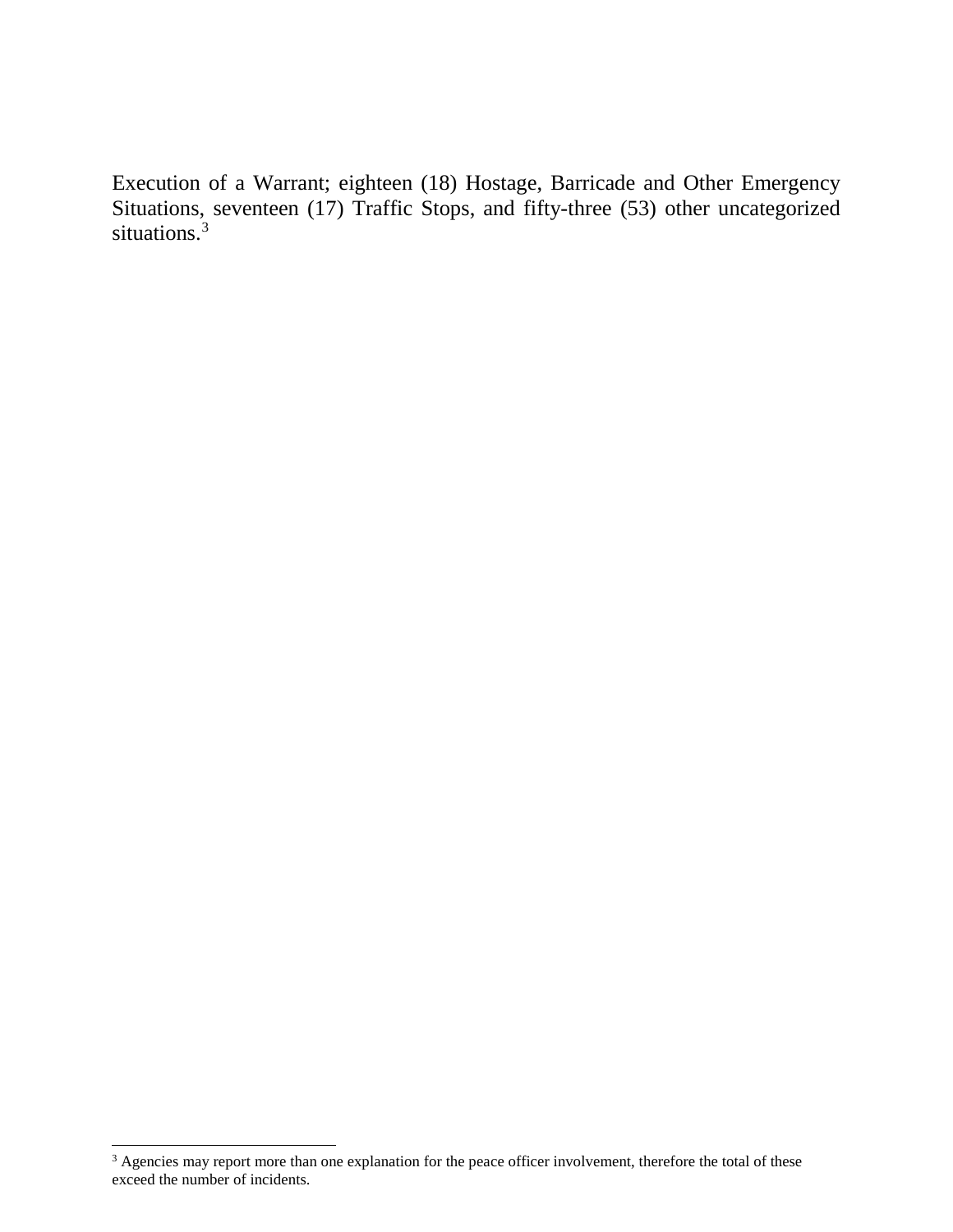Execution of a Warrant; eighteen (18) Hostage, Barricade and Other Emergency Situations, seventeen (17) Traffic Stops, and fifty-three (53) other uncategorized situations.[3]

[3] Agencies may report more than one explanation for the peace officer involvement, therefore the total of these exceed the number of incidents.